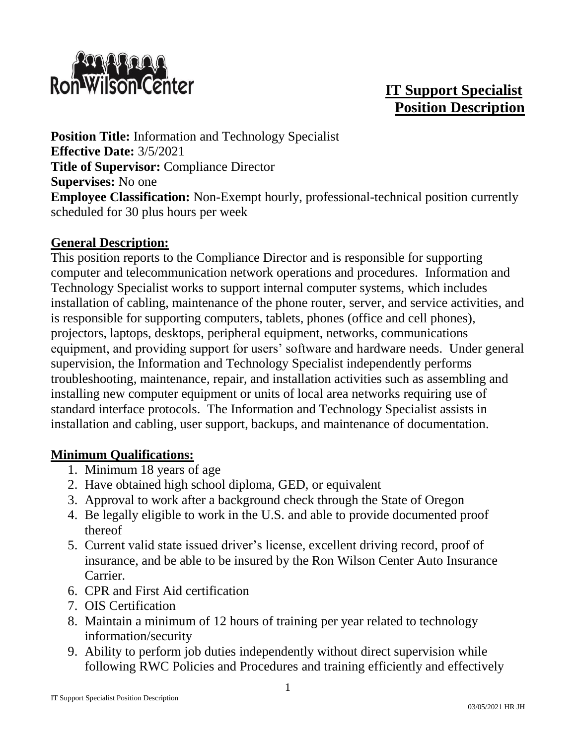Ron Wilson Center

# IT Support Specialist Position Description

**Position Title:** Information and Technology Specialist
**Effective Date:** 3/5/2021
**Title of Supervisor:** Compliance Director
**Supervises:** No one
**Employee Classification:** Non-Exempt hourly, professional-technical position currently scheduled for 30 plus hours per week

## General Description:

This position reports to the Compliance Director and is responsible for supporting computer and telecommunication network operations and procedures. Information and Technology Specialist works to support internal computer systems, which includes installation of cabling, maintenance of the phone router, server, and service activities, and is responsible for supporting computers, tablets, phones (office and cell phones), projectors, laptops, desktops, peripheral equipment, networks, communications equipment, and providing support for users' software and hardware needs. Under general supervision, the Information and Technology Specialist independently performs troubleshooting, maintenance, repair, and installation activities such as assembling and installing new computer equipment or units of local area networks requiring use of standard interface protocols. The Information and Technology Specialist assists in installation and cabling, user support, backups, and maintenance of documentation.

## Minimum Qualifications:

1. Minimum 18 years of age
2. Have obtained high school diploma, GED, or equivalent
3. Approval to work after a background check through the State of Oregon
4. Be legally eligible to work in the U.S. and able to provide documented proof thereof
5. Current valid state issued driver's license, excellent driving record, proof of insurance, and be able to be insured by the Ron Wilson Center Auto Insurance Carrier.
6. CPR and First Aid certification
7. OIS Certification
8. Maintain a minimum of 12 hours of training per year related to technology information/security
9. Ability to perform job duties independently without direct supervision while following RWC Policies and Procedures and training efficiently and effectively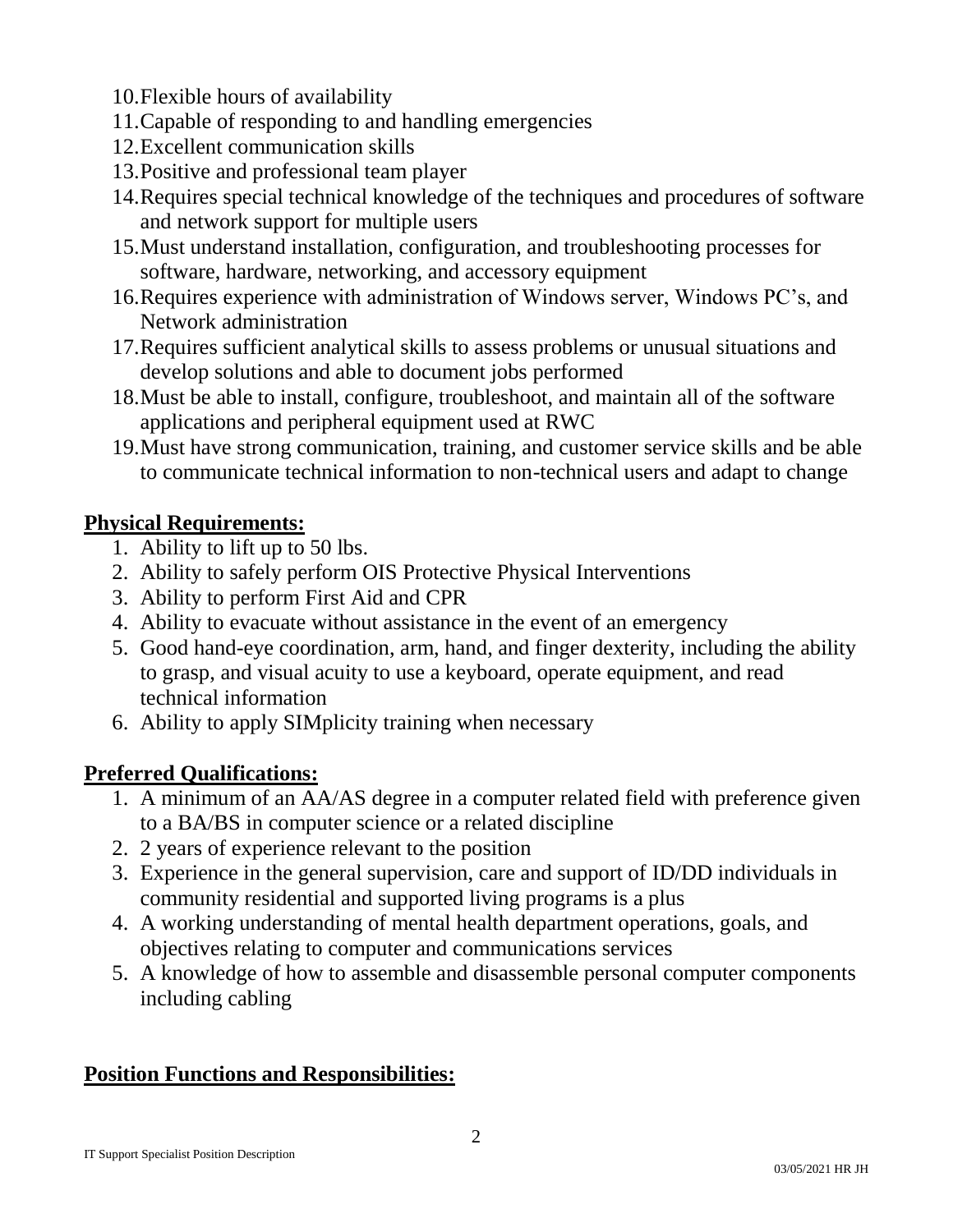10. Flexible hours of availability
11. Capable of responding to and handling emergencies
12. Excellent communication skills
13. Positive and professional team player
14. Requires special technical knowledge of the techniques and procedures of software and network support for multiple users
15. Must understand installation, configuration, and troubleshooting processes for software, hardware, networking, and accessory equipment
16. Requires experience with administration of Windows server, Windows PC's, and Network administration
17. Requires sufficient analytical skills to assess problems or unusual situations and develop solutions and able to document jobs performed
18. Must be able to install, configure, troubleshoot, and maintain all of the software applications and peripheral equipment used at RWC
19. Must have strong communication, training, and customer service skills and be able to communicate technical information to non-technical users and adapt to change

## Physical Requirements:

1. Ability to lift up to 50 lbs.
2. Ability to safely perform OIS Protective Physical Interventions
3. Ability to perform First Aid and CPR
4. Ability to evacuate without assistance in the event of an emergency
5. Good hand-eye coordination, arm, hand, and finger dexterity, including the ability to grasp, and visual acuity to use a keyboard, operate equipment, and read technical information
6. Ability to apply SIMplicity training when necessary

## Preferred Qualifications:

1. A minimum of an AA/AS degree in a computer related field with preference given to a BA/BS in computer science or a related discipline
2. 2 years of experience relevant to the position
3. Experience in the general supervision, care and support of ID/DD individuals in community residential and supported living programs is a plus
4. A working understanding of mental health department operations, goals, and objectives relating to computer and communications services
5. A knowledge of how to assemble and disassemble personal computer components including cabling

## Position Functions and Responsibilities: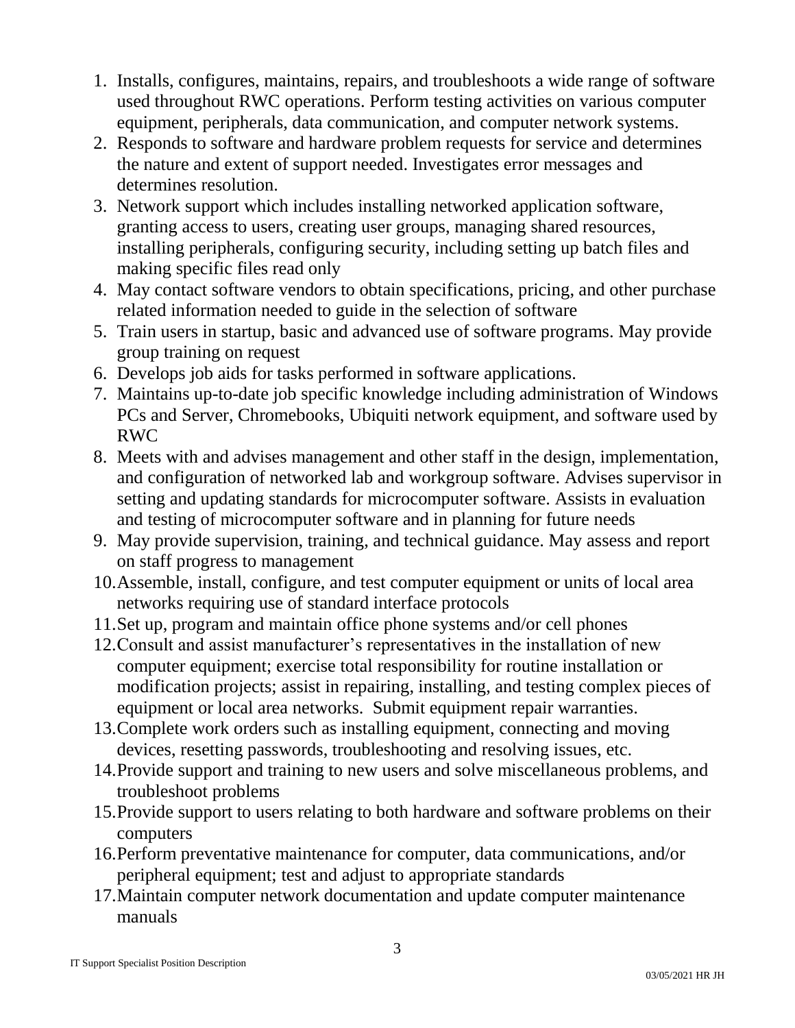1. Installs, configures, maintains, repairs, and troubleshoots a wide range of software used throughout RWC operations. Perform testing activities on various computer equipment, peripherals, data communication, and computer network systems.
2. Responds to software and hardware problem requests for service and determines the nature and extent of support needed. Investigates error messages and determines resolution.
3. Network support which includes installing networked application software, granting access to users, creating user groups, managing shared resources, installing peripherals, configuring security, including setting up batch files and making specific files read only
4. May contact software vendors to obtain specifications, pricing, and other purchase related information needed to guide in the selection of software
5. Train users in startup, basic and advanced use of software programs. May provide group training on request
6. Develops job aids for tasks performed in software applications.
7. Maintains up-to-date job specific knowledge including administration of Windows PCs and Server, Chromebooks, Ubiquiti network equipment, and software used by RWC
8. Meets with and advises management and other staff in the design, implementation, and configuration of networked lab and workgroup software. Advises supervisor in setting and updating standards for microcomputer software. Assists in evaluation and testing of microcomputer software and in planning for future needs
9. May provide supervision, training, and technical guidance. May assess and report on staff progress to management
10. Assemble, install, configure, and test computer equipment or units of local area networks requiring use of standard interface protocols
11. Set up, program and maintain office phone systems and/or cell phones
12. Consult and assist manufacturer's representatives in the installation of new computer equipment; exercise total responsibility for routine installation or modification projects; assist in repairing, installing, and testing complex pieces of equipment or local area networks. Submit equipment repair warranties.
13. Complete work orders such as installing equipment, connecting and moving devices, resetting passwords, troubleshooting and resolving issues, etc.
14. Provide support and training to new users and solve miscellaneous problems, and troubleshoot problems
15. Provide support to users relating to both hardware and software problems on their computers
16. Perform preventative maintenance for computer, data communications, and/or peripheral equipment; test and adjust to appropriate standards
17. Maintain computer network documentation and update computer maintenance manuals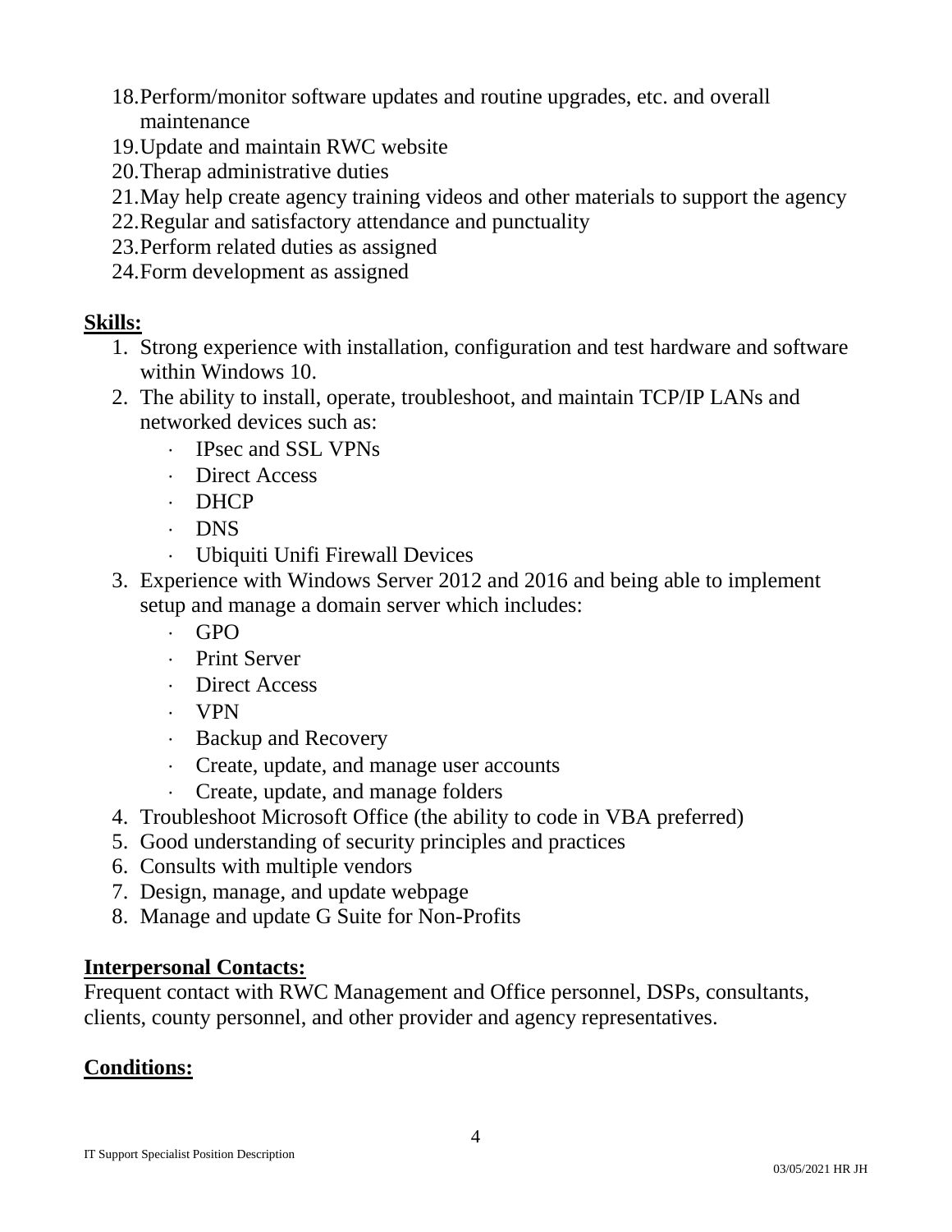18. Perform/monitor software updates and routine upgrades, etc. and overall maintenance
19. Update and maintain RWC website
20. Therap administrative duties
21. May help create agency training videos and other materials to support the agency
22. Regular and satisfactory attendance and punctuality
23. Perform related duties as assigned
24. Form development as assigned

**Skills:**

1. Strong experience with installation, configuration and test hardware and software within Windows 10.
2. The ability to install, operate, troubleshoot, and maintain TCP/IP LANs and networked devices such as:
   - IPsec and SSL VPNs
   - Direct Access
   - DHCP
   - DNS
   - Ubiquiti Unifi Firewall Devices
3. Experience with Windows Server 2012 and 2016 and being able to implement setup and manage a domain server which includes:
   - GPO
   - Print Server
   - Direct Access
   - VPN
   - Backup and Recovery
   - Create, update, and manage user accounts
   - Create, update, and manage folders
4. Troubleshoot Microsoft Office (the ability to code in VBA preferred)
5. Good understanding of security principles and practices
6. Consults with multiple vendors
7. Design, manage, and update webpage
8. Manage and update G Suite for Non-Profits

**Interpersonal Contacts:**

Frequent contact with RWC Management and Office personnel, DSPs, consultants, clients, county personnel, and other provider and agency representatives.

**Conditions:**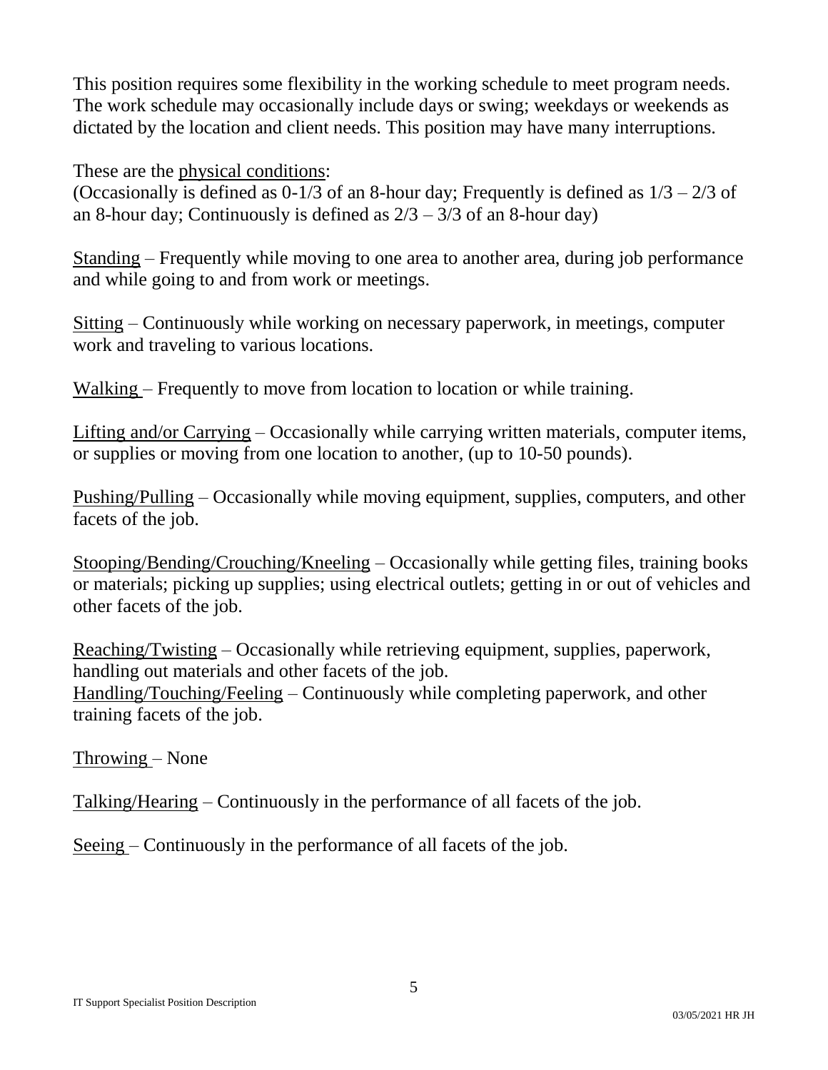This position requires some flexibility in the working schedule to meet program needs. The work schedule may occasionally include days or swing; weekdays or weekends as dictated by the location and client needs. This position may have many interruptions.

These are the physical conditions:
(Occasionally is defined as 0-1/3 of an 8-hour day; Frequently is defined as 1/3 – 2/3 of an 8-hour day; Continuously is defined as 2/3 – 3/3 of an 8-hour day)

Standing – Frequently while moving to one area to another area, during job performance and while going to and from work or meetings.

Sitting – Continuously while working on necessary paperwork, in meetings, computer work and traveling to various locations.

Walking – Frequently to move from location to location or while training.

Lifting and/or Carrying – Occasionally while carrying written materials, computer items, or supplies or moving from one location to another, (up to 10-50 pounds).

Pushing/Pulling – Occasionally while moving equipment, supplies, computers, and other facets of the job.

Stooping/Bending/Crouching/Kneeling – Occasionally while getting files, training books or materials; picking up supplies; using electrical outlets; getting in or out of vehicles and other facets of the job.

Reaching/Twisting – Occasionally while retrieving equipment, supplies, paperwork, handling out materials and other facets of the job.
Handling/Touching/Feeling – Continuously while completing paperwork, and other training facets of the job.

Throwing – None

Talking/Hearing – Continuously in the performance of all facets of the job.

Seeing – Continuously in the performance of all facets of the job.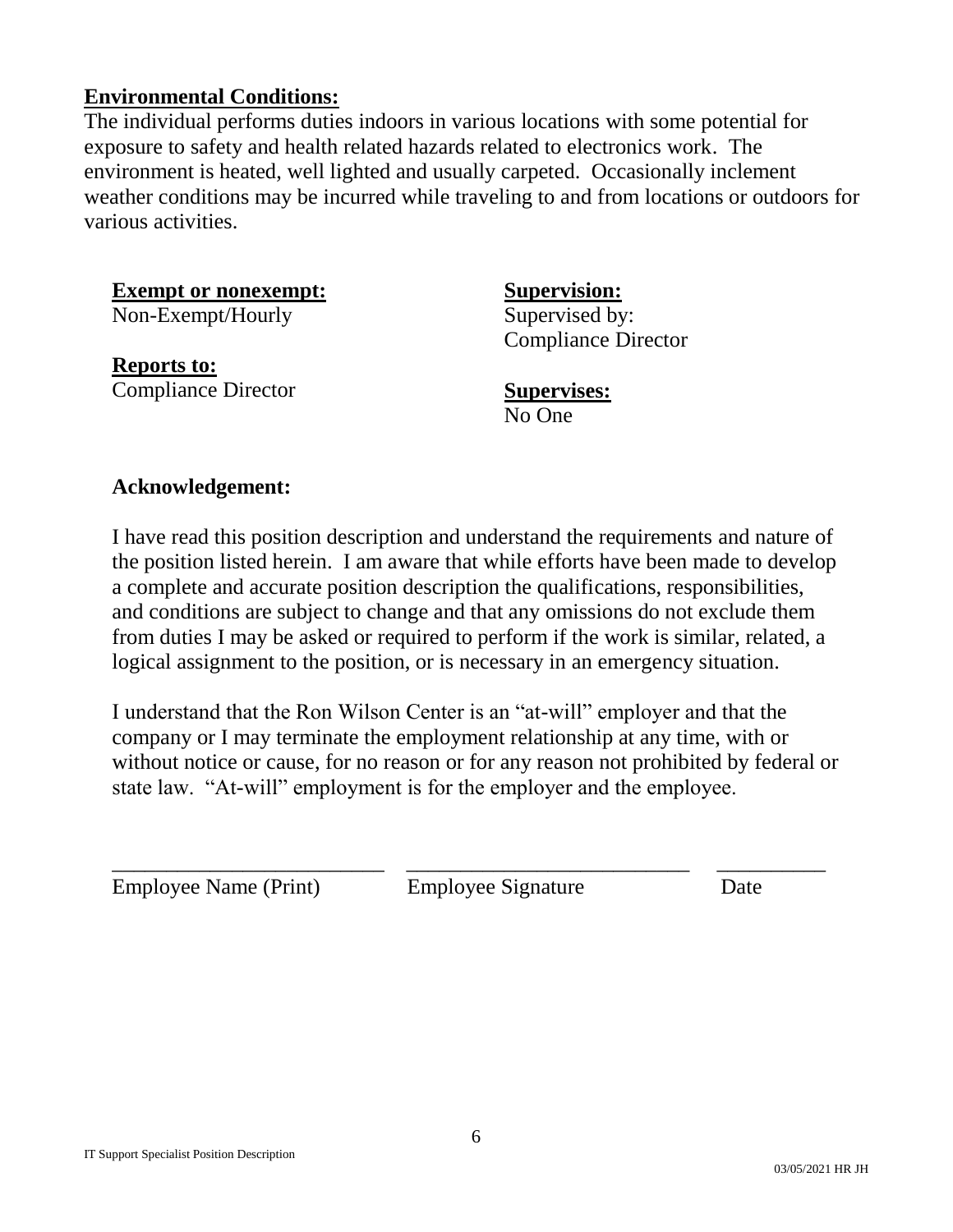**Environmental Conditions:**

The individual performs duties indoors in various locations with some potential for exposure to safety and health related hazards related to electronics work. The environment is heated, well lighted and usually carpeted. Occasionally inclement weather conditions may be incurred while traveling to and from locations or outdoors for various activities.

**Exempt or nonexempt:**
Non-Exempt/Hourly

**Reports to:**
Compliance Director

**Supervision:**
Supervised by:
Compliance Director

**Supervises:**
No One

**Acknowledgement:**

I have read this position description and understand the requirements and nature of the position listed herein. I am aware that while efforts have been made to develop a complete and accurate position description the qualifications, responsibilities, and conditions are subject to change and that any omissions do not exclude them from duties I may be asked or required to perform if the work is similar, related, a logical assignment to the position, or is necessary in an emergency situation.

I understand that the Ron Wilson Center is an "at-will" employer and that the company or I may terminate the employment relationship at any time, with or without notice or cause, for no reason or for any reason not prohibited by federal or state law. "At-will" employment is for the employer and the employee.

_________________________ _________________________ __________
Employee Name (Print) Employee Signature Date